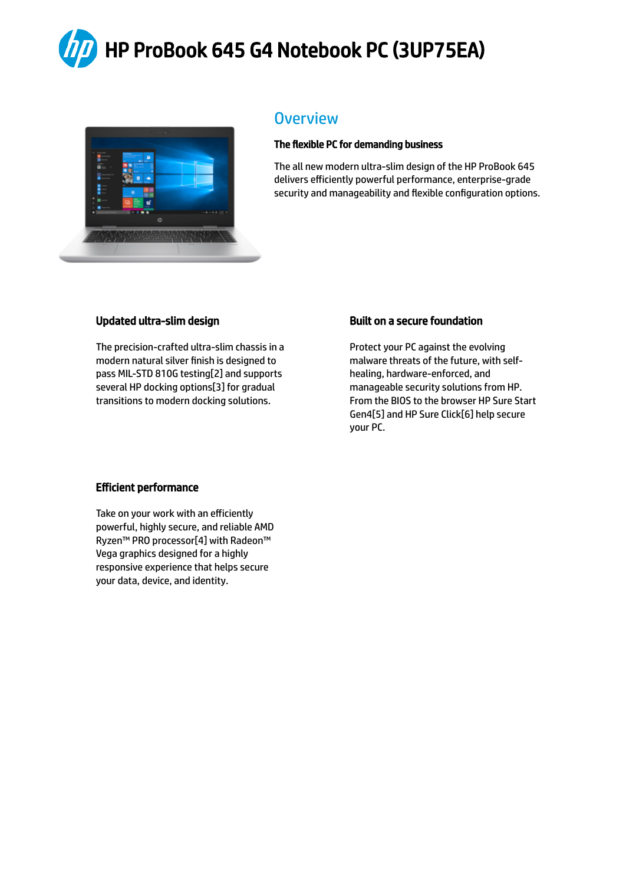# HP ProBook 645 G4 Notebook PC (3UP75EA)

## Overview

### The flexible PC for demanding business

The all new modern ultra-slim design of the HP ProBook 645 delivers efficiently powerful performance, enterprise-grade security and manageability and flexible configuration options.

### Updated ultra-slim design

The precision-crafted ultra-slim chassis in a modern natural silver finish is designed to pass MIL-STD 810G testing[2] and supports several HP docking options[3] for gradual transitions to modern docking solutions.

### Built on a secure foundation

Protect your PC against the evolving malware threats of the future, with self-healing, hardware-enforced, and manageable security solutions from HP. From the BIOS to the browser HP Sure Start Gen4[5] and HP Sure Click[6] help secure your PC.

### Efficient performance

Take on your work with an efficiently powerful, highly secure, and reliable AMD Ryzen™ PRO processor[4] with Radeon™ Vega graphics designed for a highly responsive experience that helps secure your data, device, and identity.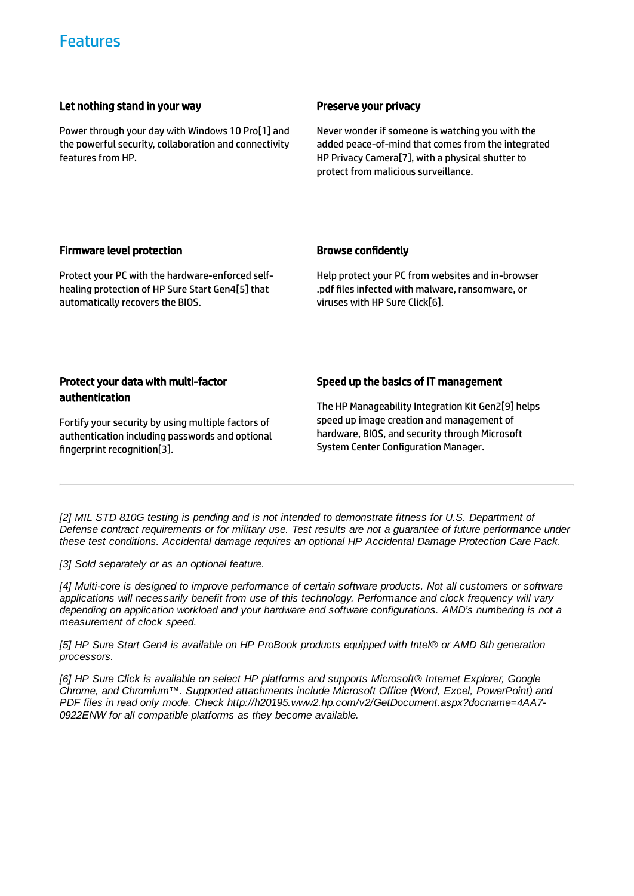# Features

### Let nothing stand in your way

Power through your day with Windows 10 Pro[1] and the powerful security, collaboration and connectivity features from HP.

### Preserve your privacy

Never wonder if someone is watching you with the added peace-of-mind that comes from the integrated HP Privacy Camera[7], with a physical shutter to protect from malicious surveillance.

### Firmware level protection

Protect your PC with the hardware-enforced self-healing protection of HP Sure Start Gen4[5] that automatically recovers the BIOS.

### Browse confidently

Help protect your PC from websites and in-browser .pdf files infected with malware, ransomware, or viruses with HP Sure Click[6].

### Protect your data with multi-factor authentication

Fortify your security by using multiple factors of authentication including passwords and optional fingerprint recognition[3].

### Speed up the basics of IT management

The HP Manageability Integration Kit Gen2[9] helps speed up image creation and management of hardware, BIOS, and security through Microsoft System Center Configuration Manager.

---

*[2] MIL STD 810G testing is pending and is not intended to demonstrate fitness for U.S. Department of Defense contract requirements or for military use. Test results are not a guarantee of future performance under these test conditions. Accidental damage requires an optional HP Accidental Damage Protection Care Pack.*

*[3] Sold separately or as an optional feature.*

*[4] Multi-core is designed to improve performance of certain software products. Not all customers or software applications will necessarily benefit from use of this technology. Performance and clock frequency will vary depending on application workload and your hardware and software configurations. AMD's numbering is not a measurement of clock speed.*

*[5] HP Sure Start Gen4 is available on HP ProBook products equipped with Intel® or AMD 8th generation processors.*

*[6] HP Sure Click is available on select HP platforms and supports Microsoft® Internet Explorer, Google Chrome, and Chromium™. Supported attachments include Microsoft Office (Word, Excel, PowerPoint) and PDF files in read only mode. Check http://h20195.www2.hp.com/v2/GetDocument.aspx?docname=4AA7-0922ENW for all compatible platforms as they become available.*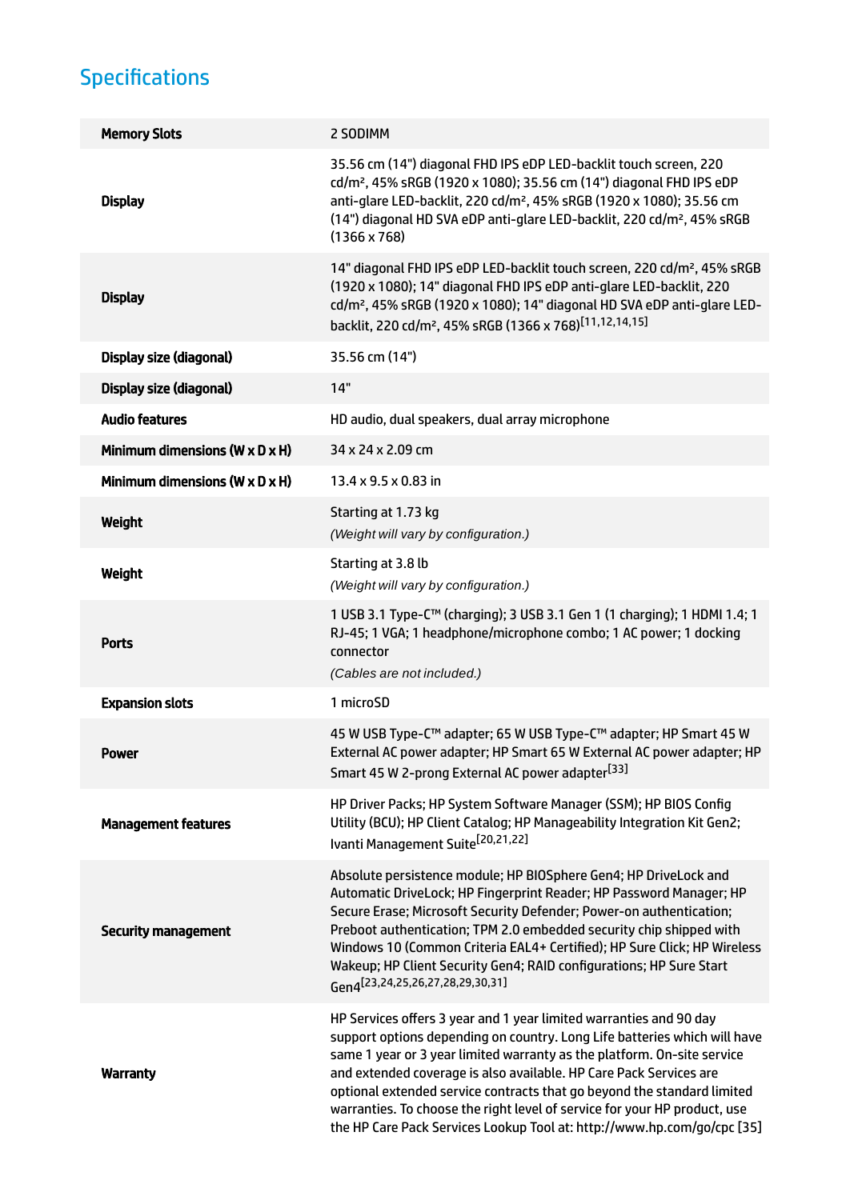## Specifications

| | |
|---|---|
| **Memory Slots** | 2 SODIMM |
| **Display** | 35.56 cm (14") diagonal FHD IPS eDP LED-backlit touch screen, 220 cd/m², 45% sRGB (1920 x 1080); 35.56 cm (14") diagonal FHD IPS eDP anti-glare LED-backlit, 220 cd/m², 45% sRGB (1920 x 1080); 35.56 cm (14") diagonal HD SVA eDP anti-glare LED-backlit, 220 cd/m², 45% sRGB (1366 x 768) |
| **Display** | 14" diagonal FHD IPS eDP LED-backlit touch screen, 220 cd/m², 45% sRGB (1920 x 1080); 14" diagonal FHD IPS eDP anti-glare LED-backlit, 220 cd/m², 45% sRGB (1920 x 1080); 14" diagonal HD SVA eDP anti-glare LED-backlit, 220 cd/m², 45% sRGB (1366 x 768)[11,12,14,15] |
| **Display size (diagonal)** | 35.56 cm (14") |
| **Display size (diagonal)** | 14" |
| **Audio features** | HD audio, dual speakers, dual array microphone |
| **Minimum dimensions (W x D x H)** | 34 x 24 x 2.09 cm |
| **Minimum dimensions (W x D x H)** | 13.4 x 9.5 x 0.83 in |
| **Weight** | Starting at 1.73 kg<br>*(Weight will vary by configuration.)* |
| **Weight** | Starting at 3.8 lb<br>*(Weight will vary by configuration.)* |
| **Ports** | 1 USB 3.1 Type-C™ (charging); 3 USB 3.1 Gen 1 (1 charging); 1 HDMI 1.4; 1 RJ-45; 1 VGA; 1 headphone/microphone combo; 1 AC power; 1 docking connector<br>*(Cables are not included.)* |
| **Expansion slots** | 1 microSD |
| **Power** | 45 W USB Type-C™ adapter; 65 W USB Type-C™ adapter; HP Smart 45 W External AC power adapter; HP Smart 65 W External AC power adapter; HP Smart 45 W 2-prong External AC power adapter[33] |
| **Management features** | HP Driver Packs; HP System Software Manager (SSM); HP BIOS Config Utility (BCU); HP Client Catalog; HP Manageability Integration Kit Gen2; Ivanti Management Suite[20,21,22] |
| **Security management** | Absolute persistence module; HP BIOSphere Gen4; HP DriveLock and Automatic DriveLock; HP Fingerprint Reader; HP Password Manager; HP Secure Erase; Microsoft Security Defender; Power-on authentication; Preboot authentication; TPM 2.0 embedded security chip shipped with Windows 10 (Common Criteria EAL4+ Certified); HP Sure Click; HP Wireless Wakeup; HP Client Security Gen4; RAID configurations; HP Sure Start Gen4[23,24,25,26,27,28,29,30,31] |
| **Warranty** | HP Services offers 3 year and 1 year limited warranties and 90 day support options depending on country. Long Life batteries which will have same 1 year or 3 year limited warranty as the platform. On-site service and extended coverage is also available. HP Care Pack Services are optional extended service contracts that go beyond the standard limited warranties. To choose the right level of service for your HP product, use the HP Care Pack Services Lookup Tool at: http://www.hp.com/go/cpc [35] |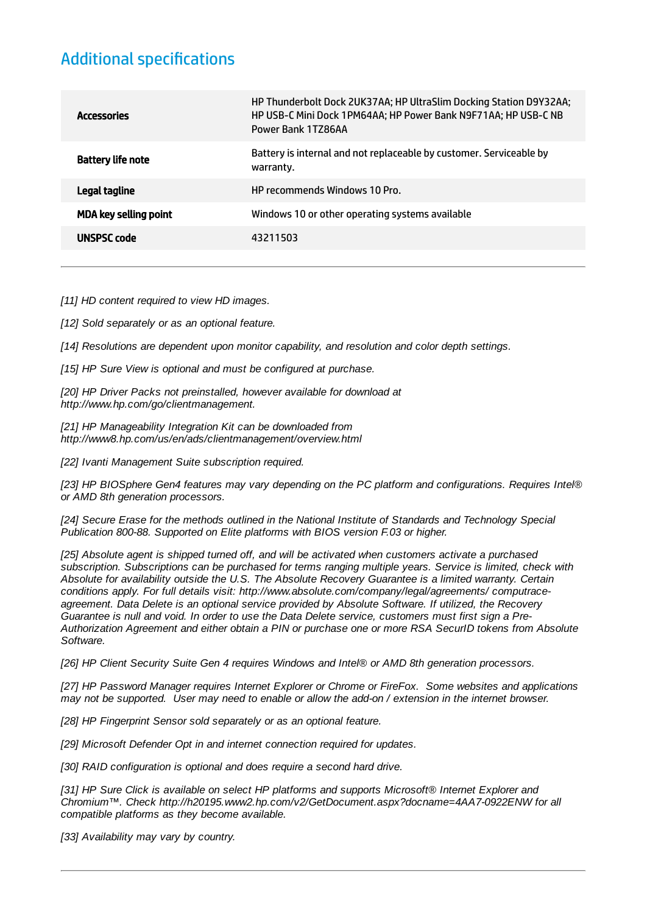## Additional specifications

| | |
|---|---|
| **Accessories** | HP Thunderbolt Dock 2UK37AA; HP UltraSlim Docking Station D9Y32AA; HP USB-C Mini Dock 1PM64AA; HP Power Bank N9F71AA; HP USB-C NB Power Bank 1TZ86AA |
| **Battery life note** | Battery is internal and not replaceable by customer. Serviceable by warranty. |
| **Legal tagline** | HP recommends Windows 10 Pro. |
| **MDA key selling point** | Windows 10 or other operating systems available |
| **UNSPSC code** | 43211503 |

---

*[11] HD content required to view HD images.*

*[12] Sold separately or as an optional feature.*

*[14] Resolutions are dependent upon monitor capability, and resolution and color depth settings.*

*[15] HP Sure View is optional and must be configured at purchase.*

*[20] HP Driver Packs not preinstalled, however available for download at http://www.hp.com/go/clientmanagement.*

*[21] HP Manageability Integration Kit can be downloaded from http://www8.hp.com/us/en/ads/clientmanagement/overview.html*

*[22] Ivanti Management Suite subscription required.*

*[23] HP BIOSphere Gen4 features may vary depending on the PC platform and configurations. Requires Intel® or AMD 8th generation processors.*

*[24] Secure Erase for the methods outlined in the National Institute of Standards and Technology Special Publication 800-88. Supported on Elite platforms with BIOS version F.03 or higher.*

*[25] Absolute agent is shipped turned off, and will be activated when customers activate a purchased subscription. Subscriptions can be purchased for terms ranging multiple years. Service is limited, check with Absolute for availability outside the U.S. The Absolute Recovery Guarantee is a limited warranty. Certain conditions apply. For full details visit: http://www.absolute.com/company/legal/agreements/ computrace-agreement. Data Delete is an optional service provided by Absolute Software. If utilized, the Recovery Guarantee is null and void. In order to use the Data Delete service, customers must first sign a Pre-Authorization Agreement and either obtain a PIN or purchase one or more RSA SecurID tokens from Absolute Software.*

*[26] HP Client Security Suite Gen 4 requires Windows and Intel® or AMD 8th generation processors.*

*[27] HP Password Manager requires Internet Explorer or Chrome or FireFox.  Some websites and applications may not be supported.  User may need to enable or allow the add-on / extension in the internet browser.*

*[28] HP Fingerprint Sensor sold separately or as an optional feature.*

*[29] Microsoft Defender Opt in and internet connection required for updates.*

*[30] RAID configuration is optional and does require a second hard drive.*

*[31] HP Sure Click is available on select HP platforms and supports Microsoft® Internet Explorer and Chromium™. Check http://h20195.www2.hp.com/v2/GetDocument.aspx?docname=4AA7-0922ENW for all compatible platforms as they become available.*

*[33] Availability may vary by country.*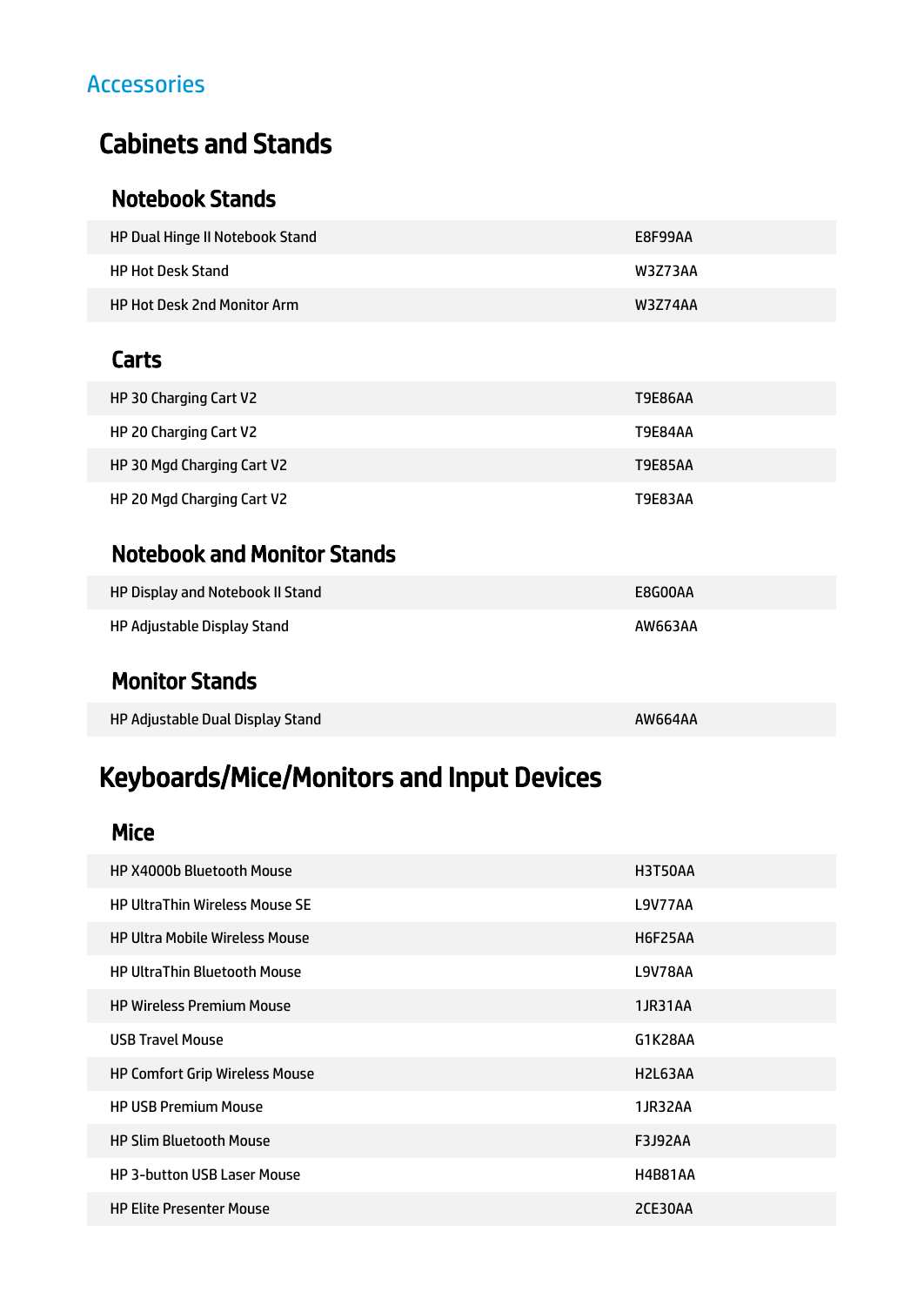## Accessories

# Cabinets and Stands

### Notebook Stands

| | |
|---|---|
| HP Dual Hinge II Notebook Stand | E8F99AA |
| HP Hot Desk Stand | W3Z73AA |
| HP Hot Desk 2nd Monitor Arm | W3Z74AA |

### Carts

| | |
|---|---|
| HP 30 Charging Cart V2 | T9E86AA |
| HP 20 Charging Cart V2 | T9E84AA |
| HP 30 Mgd Charging Cart V2 | T9E85AA |
| HP 20 Mgd Charging Cart V2 | T9E83AA |

### Notebook and Monitor Stands

| | |
|---|---|
| HP Display and Notebook II Stand | E8G00AA |
| HP Adjustable Display Stand | AW663AA |

### Monitor Stands

| | |
|---|---|
| HP Adjustable Dual Display Stand | AW664AA |

# Keyboards/Mice/Monitors and Input Devices

### Mice

| | |
|---|---|
| HP X4000b Bluetooth Mouse | H3T50AA |
| HP UltraThin Wireless Mouse SE | L9V77AA |
| HP Ultra Mobile Wireless Mouse | H6F25AA |
| HP UltraThin Bluetooth Mouse | L9V78AA |
| HP Wireless Premium Mouse | 1JR31AA |
| USB Travel Mouse | G1K28AA |
| HP Comfort Grip Wireless Mouse | H2L63AA |
| HP USB Premium Mouse | 1JR32AA |
| HP Slim Bluetooth Mouse | F3J92AA |
| HP 3-button USB Laser Mouse | H4B81AA |
| HP Elite Presenter Mouse | 2CE30AA |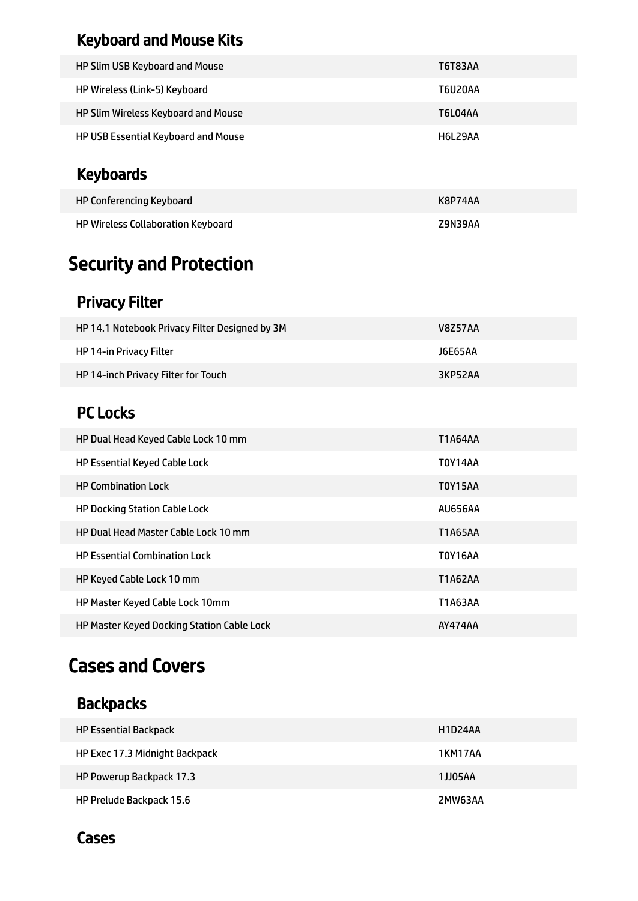### Keyboard and Mouse Kits

| | |
|---|---|
| HP Slim USB Keyboard and Mouse | T6T83AA |
| HP Wireless (Link-5) Keyboard | T6U20AA |
| HP Slim Wireless Keyboard and Mouse | T6L04AA |
| HP USB Essential Keyboard and Mouse | H6L29AA |

### Keyboards

| | |
|---|---|
| HP Conferencing Keyboard | K8P74AA |
| HP Wireless Collaboration Keyboard | Z9N39AA |

## Security and Protection

### Privacy Filter

| | |
|---|---|
| HP 14.1 Notebook Privacy Filter Designed by 3M | V8Z57AA |
| HP 14-in Privacy Filter | J6E65AA |
| HP 14-inch Privacy Filter for Touch | 3KP52AA |

### PC Locks

| | |
|---|---|
| HP Dual Head Keyed Cable Lock 10 mm | T1A64AA |
| HP Essential Keyed Cable Lock | T0Y14AA |
| HP Combination Lock | T0Y15AA |
| HP Docking Station Cable Lock | AU656AA |
| HP Dual Head Master Cable Lock 10 mm | T1A65AA |
| HP Essential Combination Lock | T0Y16AA |
| HP Keyed Cable Lock 10 mm | T1A62AA |
| HP Master Keyed Cable Lock 10mm | T1A63AA |
| HP Master Keyed Docking Station Cable Lock | AY474AA |

## Cases and Covers

### Backpacks

| | |
|---|---|
| HP Essential Backpack | H1D24AA |
| HP Exec 17.3 Midnight Backpack | 1KM17AA |
| HP Powerup Backpack 17.3 | 1JJ05AA |
| HP Prelude Backpack 15.6 | 2MW63AA |

### Cases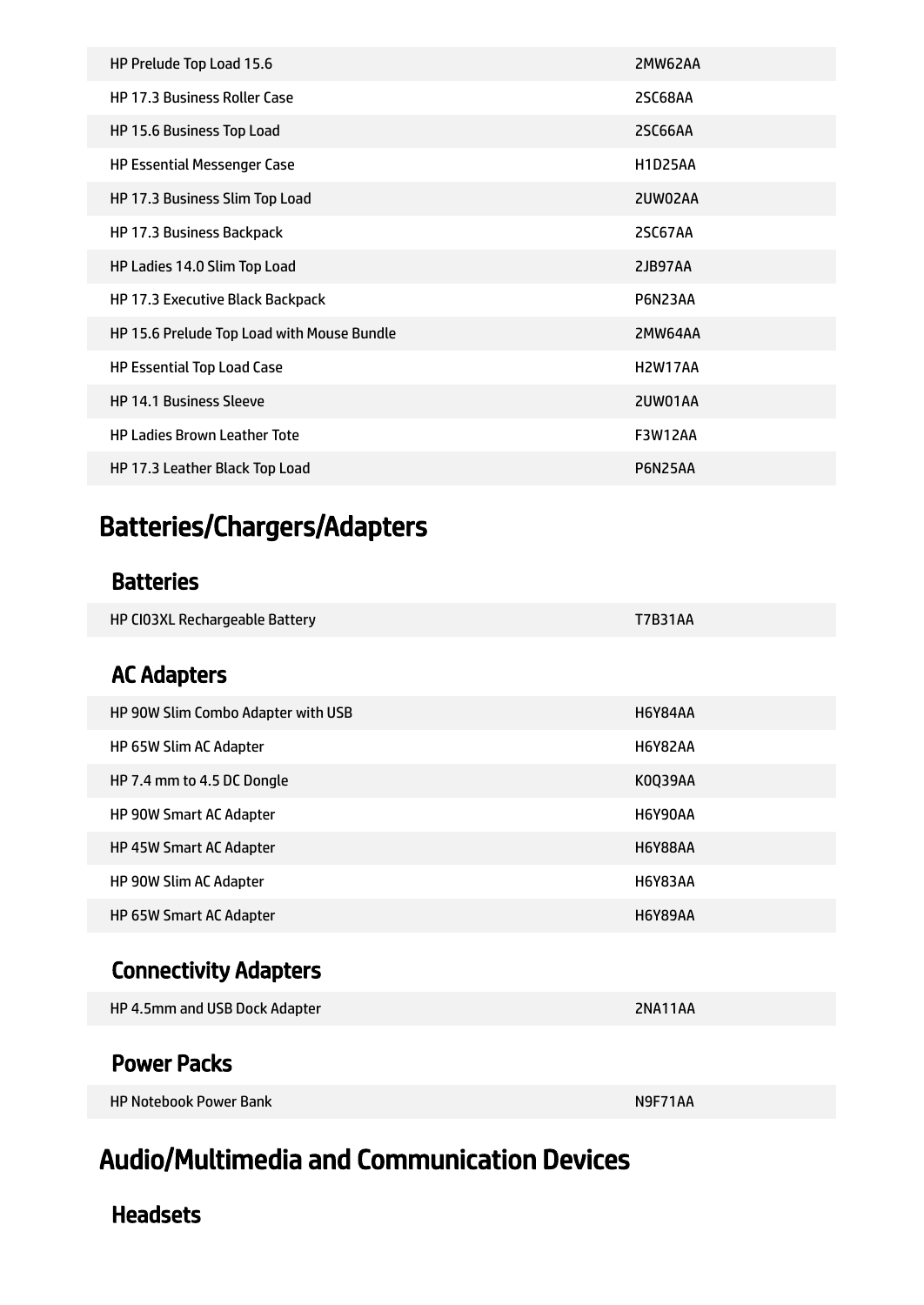| | |
|---|---|
| HP Prelude Top Load 15.6 | 2MW62AA |
| HP 17.3 Business Roller Case | 2SC68AA |
| HP 15.6 Business Top Load | 2SC66AA |
| HP Essential Messenger Case | H1D25AA |
| HP 17.3 Business Slim Top Load | 2UW02AA |
| HP 17.3 Business Backpack | 2SC67AA |
| HP Ladies 14.0 Slim Top Load | 2JB97AA |
| HP 17.3 Executive Black Backpack | P6N23AA |
| HP 15.6 Prelude Top Load with Mouse Bundle | 2MW64AA |
| HP Essential Top Load Case | H2W17AA |
| HP 14.1 Business Sleeve | 2UW01AA |
| HP Ladies Brown Leather Tote | F3W12AA |
| HP 17.3 Leather Black Top Load | P6N25AA |

# Batteries/Chargers/Adapters

## Batteries

| | |
|---|---|
| HP CI03XL Rechargeable Battery | T7B31AA |

## AC Adapters

| | |
|---|---|
| HP 90W Slim Combo Adapter with USB | H6Y84AA |
| HP 65W Slim AC Adapter | H6Y82AA |
| HP 7.4 mm to 4.5 DC Dongle | K0Q39AA |
| HP 90W Smart AC Adapter | H6Y90AA |
| HP 45W Smart AC Adapter | H6Y88AA |
| HP 90W Slim AC Adapter | H6Y83AA |
| HP 65W Smart AC Adapter | H6Y89AA |

## Connectivity Adapters

| | |
|---|---|
| HP 4.5mm and USB Dock Adapter | 2NA11AA |

## Power Packs

| | |
|---|---|
| HP Notebook Power Bank | N9F71AA |

# Audio/Multimedia and Communication Devices

## Headsets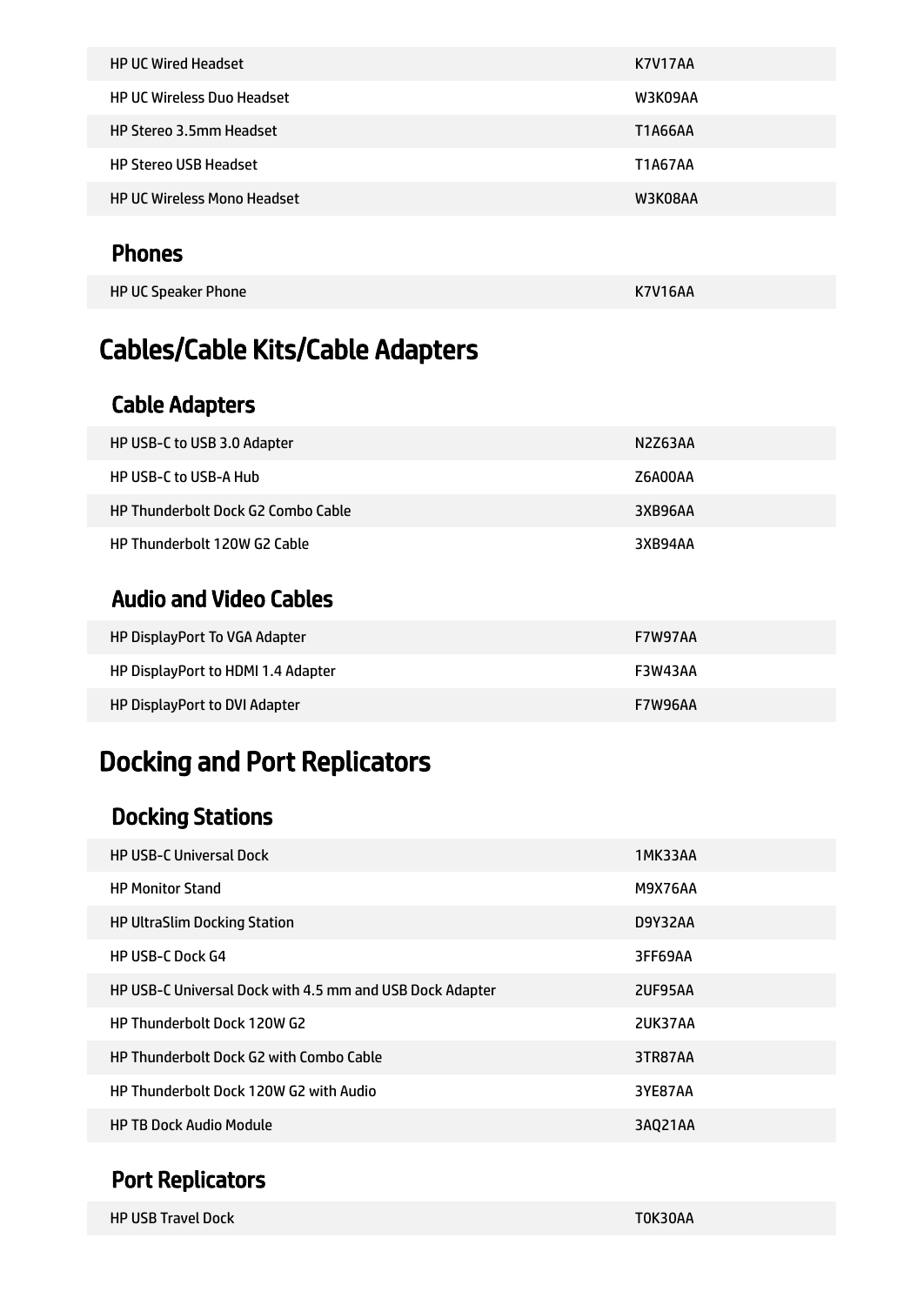| | |
|---|---|
| HP UC Wired Headset | K7V17AA |
| HP UC Wireless Duo Headset | W3K09AA |
| HP Stereo 3.5mm Headset | T1A66AA |
| HP Stereo USB Headset | T1A67AA |
| HP UC Wireless Mono Headset | W3K08AA |

### Phones

| | |
|---|---|
| HP UC Speaker Phone | K7V16AA |

## Cables/Cable Kits/Cable Adapters

### Cable Adapters

| | |
|---|---|
| HP USB-C to USB 3.0 Adapter | N2Z63AA |
| HP USB-C to USB-A Hub | Z6A00AA |
| HP Thunderbolt Dock G2 Combo Cable | 3XB96AA |
| HP Thunderbolt 120W G2 Cable | 3XB94AA |

### Audio and Video Cables

| | |
|---|---|
| HP DisplayPort To VGA Adapter | F7W97AA |
| HP DisplayPort to HDMI 1.4 Adapter | F3W43AA |
| HP DisplayPort to DVI Adapter | F7W96AA |

## Docking and Port Replicators

### Docking Stations

| | |
|---|---|
| HP USB-C Universal Dock | 1MK33AA |
| HP Monitor Stand | M9X76AA |
| HP UltraSlim Docking Station | D9Y32AA |
| HP USB-C Dock G4 | 3FF69AA |
| HP USB-C Universal Dock with 4.5 mm and USB Dock Adapter | 2UF95AA |
| HP Thunderbolt Dock 120W G2 | 2UK37AA |
| HP Thunderbolt Dock G2 with Combo Cable | 3TR87AA |
| HP Thunderbolt Dock 120W G2 with Audio | 3YE87AA |
| HP TB Dock Audio Module | 3AQ21AA |

### Port Replicators

| | |
|---|---|
| HP USB Travel Dock | T0K30AA |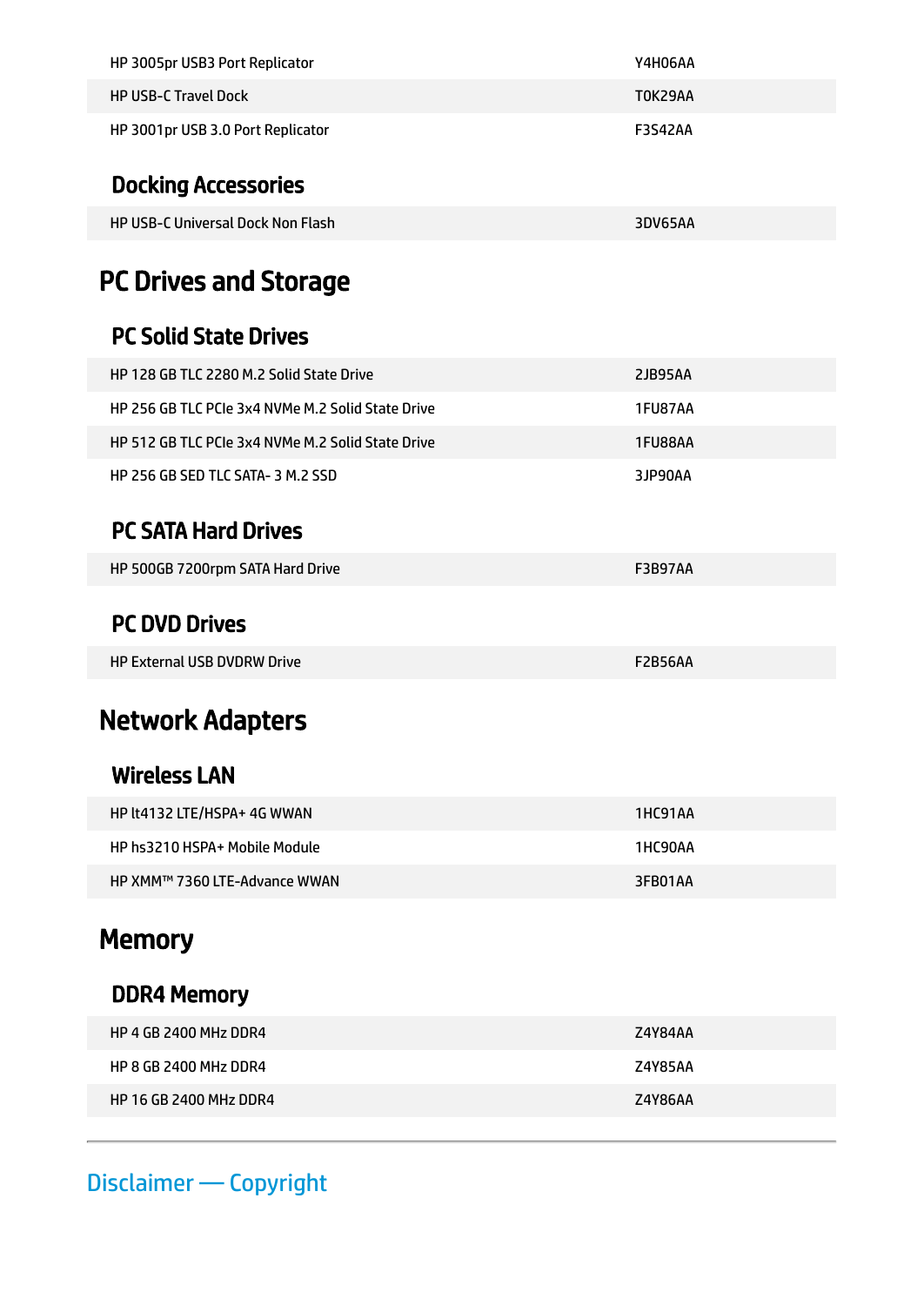| | |
|---|---|
| HP 3005pr USB3 Port Replicator | Y4H06AA |
| HP USB-C Travel Dock | T0K29AA |
| HP 3001pr USB 3.0 Port Replicator | F3S42AA |

### Docking Accessories

| | |
|---|---|
| HP USB-C Universal Dock Non Flash | 3DV65AA |

## PC Drives and Storage

### PC Solid State Drives

| | |
|---|---|
| HP 128 GB TLC 2280 M.2 Solid State Drive | 2JB95AA |
| HP 256 GB TLC PCIe 3x4 NVMe M.2 Solid State Drive | 1FU87AA |
| HP 512 GB TLC PCIe 3x4 NVMe M.2 Solid State Drive | 1FU88AA |
| HP 256 GB SED TLC SATA- 3 M.2 SSD | 3JP90AA |

### PC SATA Hard Drives

| | |
|---|---|
| HP 500GB 7200rpm SATA Hard Drive | F3B97AA |

### PC DVD Drives

| | |
|---|---|
| HP External USB DVDRW Drive | F2B56AA |

## Network Adapters

### Wireless LAN

| | |
|---|---|
| HP lt4132 LTE/HSPA+ 4G WWAN | 1HC91AA |
| HP hs3210 HSPA+ Mobile Module | 1HC90AA |
| HP XMM™ 7360 LTE-Advance WWAN | 3FB01AA |

## Memory

### DDR4 Memory

| | |
|---|---|
| HP 4 GB 2400 MHz DDR4 | Z4Y84AA |
| HP 8 GB 2400 MHz DDR4 | Z4Y85AA |
| HP 16 GB 2400 MHz DDR4 | Z4Y86AA |

---

Disclaimer — Copyright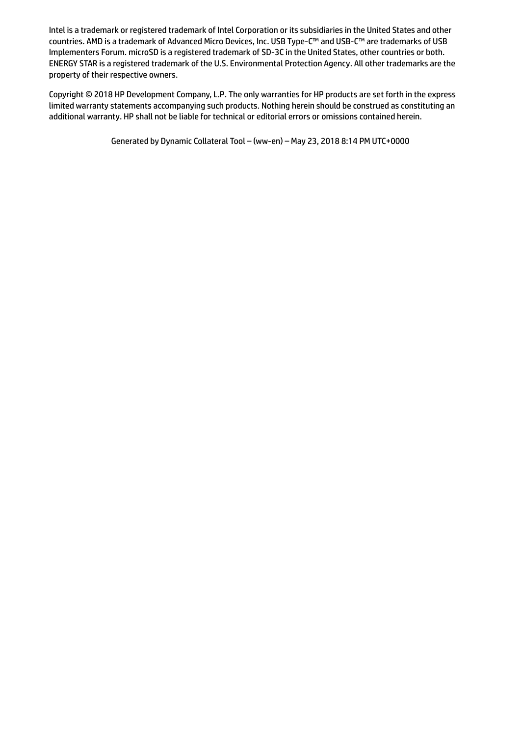Intel is a trademark or registered trademark of Intel Corporation or its subsidiaries in the United States and other countries. AMD is a trademark of Advanced Micro Devices, Inc. USB Type-C™ and USB-C™ are trademarks of USB Implementers Forum. microSD is a registered trademark of SD-3C in the United States, other countries or both. ENERGY STAR is a registered trademark of the U.S. Environmental Protection Agency. All other trademarks are the property of their respective owners.

Copyright © 2018 HP Development Company, L.P. The only warranties for HP products are set forth in the express limited warranty statements accompanying such products. Nothing herein should be construed as constituting an additional warranty. HP shall not be liable for technical or editorial errors or omissions contained herein.

Generated by Dynamic Collateral Tool – (ww-en) – May 23, 2018 8:14 PM UTC+0000